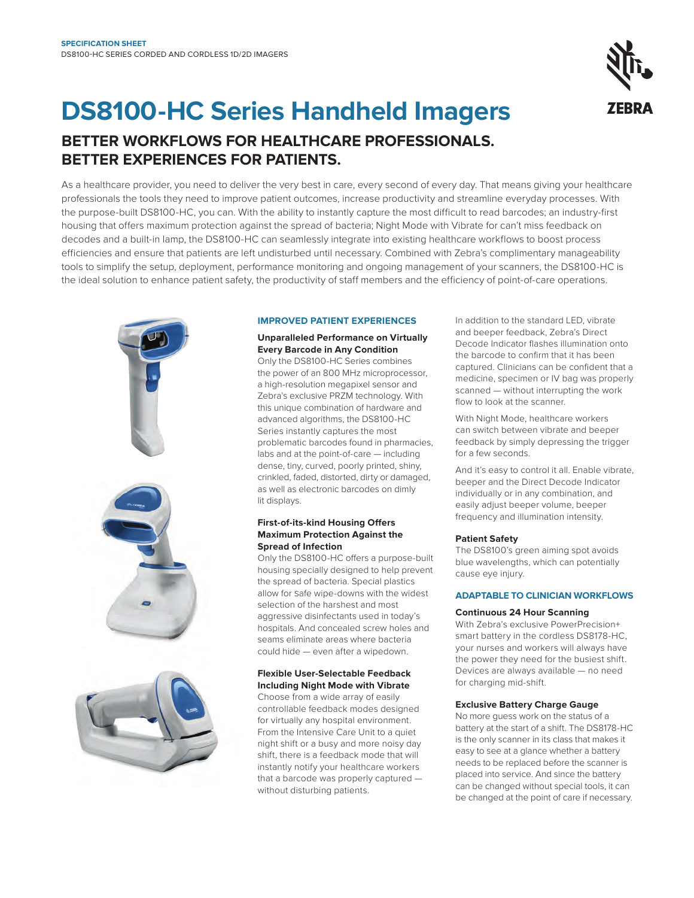**SPECIFICATION SHEET**
DS8100-HC SERIES CORDED AND CORDLESS 1D/2D IMAGERS

# DS8100-HC Series Handheld Imagers

## BETTER WORKFLOWS FOR HEALTHCARE PROFESSIONALS. BETTER EXPERIENCES FOR PATIENTS.

As a healthcare provider, you need to deliver the very best in care, every second of every day. That means giving your healthcare professionals the tools they need to improve patient outcomes, increase productivity and streamline everyday processes. With the purpose-built DS8100-HC, you can. With the ability to instantly capture the most difficult to read barcodes; an industry-first housing that offers maximum protection against the spread of bacteria; Night Mode with Vibrate for can't miss feedback on decodes and a built-in lamp, the DS8100-HC can seamlessly integrate into existing healthcare workflows to boost process efficiencies and ensure that patients are left undisturbed until necessary. Combined with Zebra's complimentary manageability tools to simplify the setup, deployment, performance monitoring and ongoing management of your scanners, the DS8100-HC is the ideal solution to enhance patient safety, the productivity of staff members and the efficiency of point-of-care operations.

### IMPROVED PATIENT EXPERIENCES

**Unparalleled Performance on Virtually Every Barcode in Any Condition**
Only the DS8100-HC Series combines the power of an 800 MHz microprocessor, a high-resolution megapixel sensor and Zebra's exclusive PRZM technology. With this unique combination of hardware and advanced algorithms, the DS8100-HC Series instantly captures the most problematic barcodes found in pharmacies, labs and at the point-of-care — including dense, tiny, curved, poorly printed, shiny, crinkled, faded, distorted, dirty or damaged, as well as electronic barcodes on dimly lit displays.

**First-of-its-kind Housing Offers Maximum Protection Against the Spread of Infection**
Only the DS8100-HC offers a purpose-built housing specially designed to help prevent the spread of bacteria. Special plastics allow for safe wipe-downs with the widest selection of the harshest and most aggressive disinfectants used in today's hospitals. And concealed screw holes and seams eliminate areas where bacteria could hide — even after a wipedown.

**Flexible User-Selectable Feedback Including Night Mode with Vibrate**
Choose from a wide array of easily controllable feedback modes designed for virtually any hospital environment. From the Intensive Care Unit to a quiet night shift or a busy and more noisy day shift, there is a feedback mode that will instantly notify your healthcare workers that a barcode was properly captured — without disturbing patients.

In addition to the standard LED, vibrate and beeper feedback, Zebra's Direct Decode Indicator flashes illumination onto the barcode to confirm that it has been captured. Clinicians can be confident that a medicine, specimen or IV bag was properly scanned — without interrupting the work flow to look at the scanner.

With Night Mode, healthcare workers can switch between vibrate and beeper feedback by simply depressing the trigger for a few seconds.

And it's easy to control it all. Enable vibrate, beeper and the Direct Decode Indicator individually or in any combination, and easily adjust beeper volume, beeper frequency and illumination intensity.

**Patient Safety**
The DS8100's green aiming spot avoids blue wavelengths, which can potentially cause eye injury.

### ADAPTABLE TO CLINICIAN WORKFLOWS

**Continuous 24 Hour Scanning**
With Zebra's exclusive PowerPrecision+ smart battery in the cordless DS8178-HC, your nurses and workers will always have the power they need for the busiest shift. Devices are always available — no need for charging mid-shift.

**Exclusive Battery Charge Gauge**
No more guess work on the status of a battery at the start of a shift. The DS8178-HC is the only scanner in its class that makes it easy to see at a glance whether a battery needs to be replaced before the scanner is placed into service. And since the battery can be changed without special tools, it can be changed at the point of care if necessary.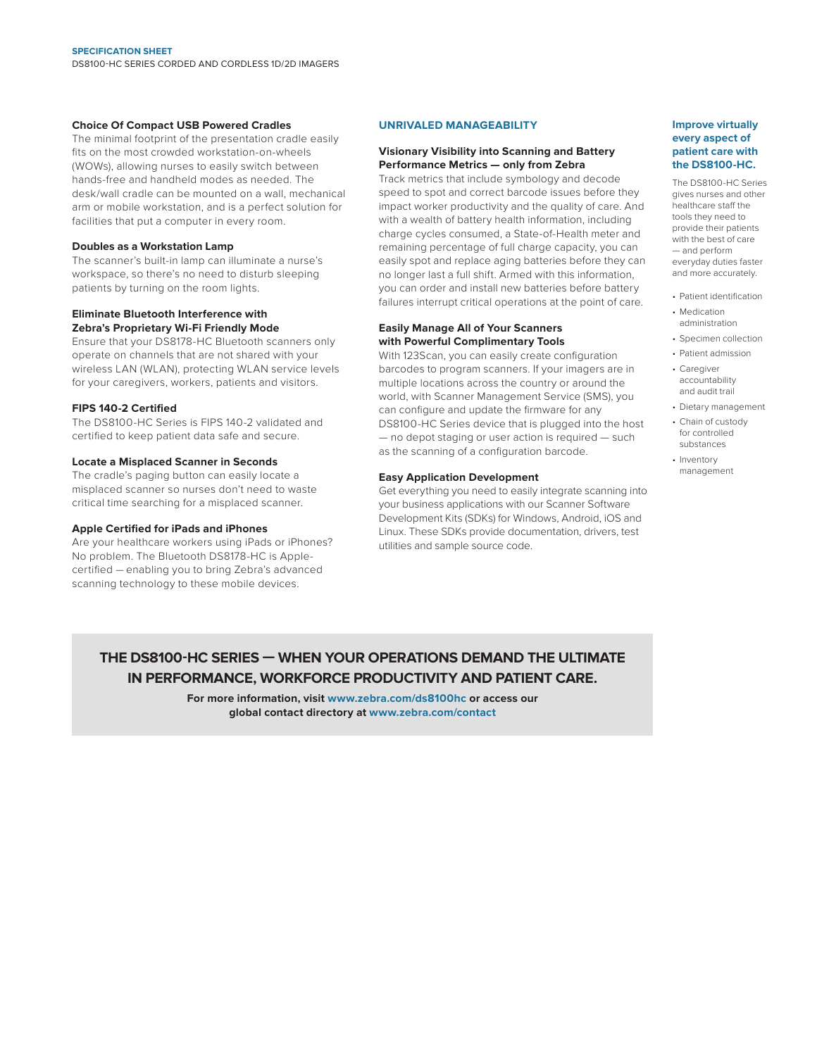### Choice Of Compact USB Powered Cradles

The minimal footprint of the presentation cradle easily fits on the most crowded workstation-on-wheels (WOWs), allowing nurses to easily switch between hands-free and handheld modes as needed. The desk/wall cradle can be mounted on a wall, mechanical arm or mobile workstation, and is a perfect solution for facilities that put a computer in every room.

### Doubles as a Workstation Lamp

The scanner's built-in lamp can illuminate a nurse's workspace, so there's no need to disturb sleeping patients by turning on the room lights.

### Eliminate Bluetooth Interference with Zebra's Proprietary Wi-Fi Friendly Mode

Ensure that your DS8178-HC Bluetooth scanners only operate on channels that are not shared with your wireless LAN (WLAN), protecting WLAN service levels for your caregivers, workers, patients and visitors.

### FIPS 140-2 Certified

The DS8100-HC Series is FIPS 140-2 validated and certified to keep patient data safe and secure.

### Locate a Misplaced Scanner in Seconds

The cradle's paging button can easily locate a misplaced scanner so nurses don't need to waste critical time searching for a misplaced scanner.

### Apple Certified for iPads and iPhones

Are your healthcare workers using iPads or iPhones? No problem. The Bluetooth DS8178-HC is Apple-certified — enabling you to bring Zebra's advanced scanning technology to these mobile devices.

## UNRIVALED MANAGEABILITY

### Visionary Visibility into Scanning and Battery Performance Metrics — only from Zebra

Track metrics that include symbology and decode speed to spot and correct barcode issues before they impact worker productivity and the quality of care. And with a wealth of battery health information, including charge cycles consumed, a State-of-Health meter and remaining percentage of full charge capacity, you can easily spot and replace aging batteries before they can no longer last a full shift. Armed with this information, you can order and install new batteries before battery failures interrupt critical operations at the point of care.

### Easily Manage All of Your Scanners with Powerful Complimentary Tools

With 123Scan, you can easily create configuration barcodes to program scanners. If your imagers are in multiple locations across the country or around the world, with Scanner Management Service (SMS), you can configure and update the firmware for any DS8100-HC Series device that is plugged into the host — no depot staging or user action is required — such as the scanning of a configuration barcode.

### Easy Application Development

Get everything you need to easily integrate scanning into your business applications with our Scanner Software Development Kits (SDKs) for Windows, Android, iOS and Linux. These SDKs provide documentation, drivers, test utilities and sample source code.

### Improve virtually every aspect of patient care with the DS8100-HC.

The DS8100-HC Series gives nurses and other healthcare staff the tools they need to provide their patients with the best of care — and perform everyday duties faster and more accurately.

- Patient identification
- Medication administration
- Specimen collection
- Patient admission
- Caregiver accountability and audit trail
- Dietary management
- Chain of custody for controlled substances
- Inventory management

## THE DS8100-HC SERIES — WHEN YOUR OPERATIONS DEMAND THE ULTIMATE IN PERFORMANCE, WORKFORCE PRODUCTIVITY AND PATIENT CARE.

**For more information, visit www.zebra.com/ds8100hc or access our global contact directory at www.zebra.com/contact**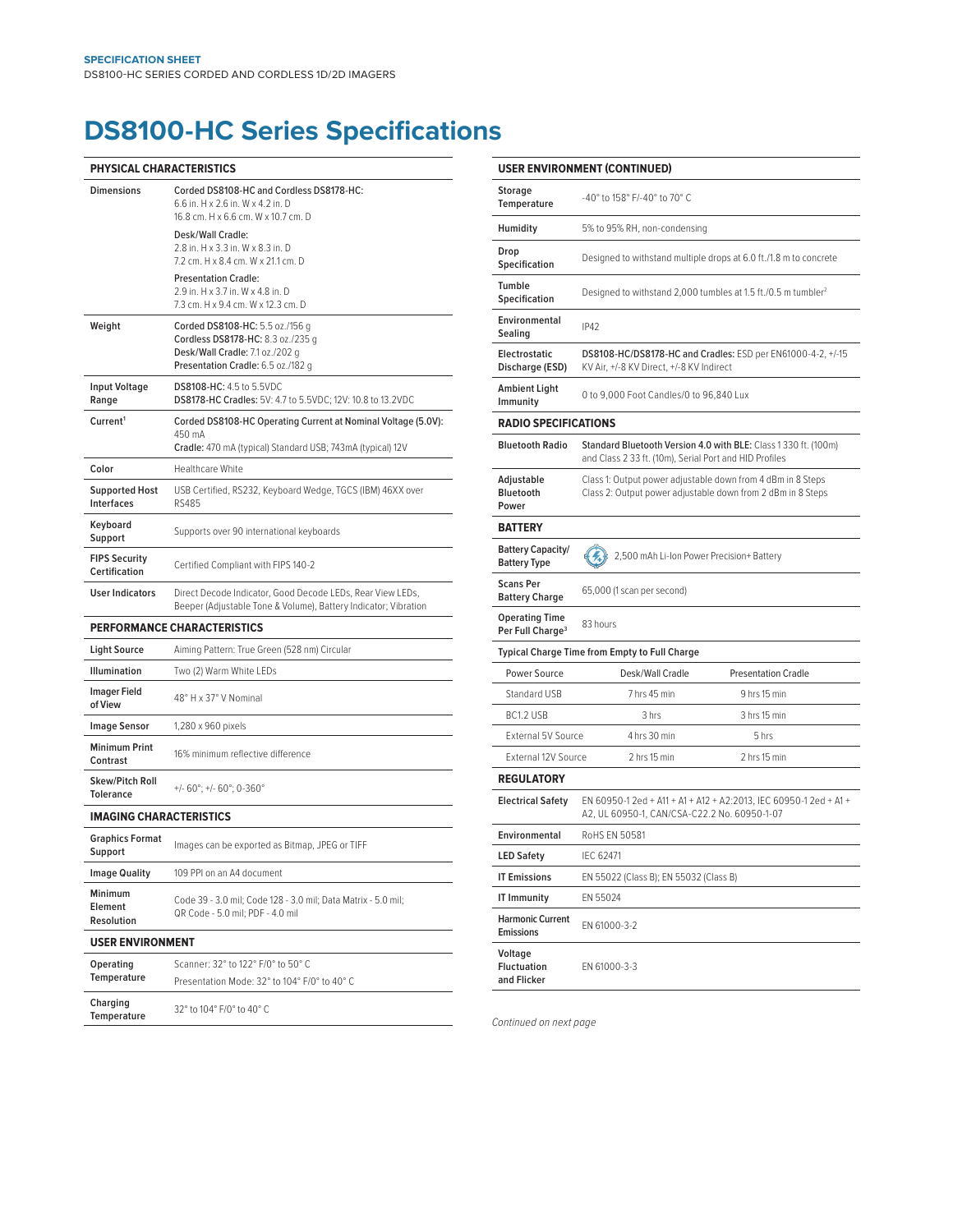**SPECIFICATION SHEET**
DS8100-HC SERIES CORDED AND CORDLESS 1D/2D IMAGERS

# DS8100-HC Series Specifications

| PHYSICAL CHARACTERISTICS | |
|---|---|
| Dimensions | Corded DS8108-HC and Cordless DS8178-HC: 6.6 in. H x 2.6 in. W x 4.2 in. D 16.8 cm. H x 6.6 cm. W x 10.7 cm. D<br>Desk/Wall Cradle: 2.8 in. H x 3.3 in. W x 8.3 in. D 7.2 cm. H x 8.4 cm. W x 21.1 cm. D<br>Presentation Cradle: 2.9 in. H x 3.7 in. W x 4.8 in. D 7.3 cm. H x 9.4 cm. W x 12.3 cm. D |
| Weight | **Corded DS8108-HC:** 5.5 oz./156 g<br>**Cordless DS8178-HC:** 8.3 oz./235 g<br>**Desk/Wall Cradle:** 7.1 oz./202 g<br>**Presentation Cradle:** 6.5 oz./182 g |
| Input Voltage Range | **DS8108-HC:** 4.5 to 5.5VDC<br>**DS8178-HC Cradles:** 5V: 4.7 to 5.5VDC; 12V: 10.8 to 13.2VDC |
| Current[1] | **Corded DS8108-HC Operating Current at Nominal Voltage (5.0V):** 450 mA<br>**Cradle:** 470 mA (typical) Standard USB; 743mA (typical) 12V |
| Color | Healthcare White |
| Supported Host Interfaces | USB Certified, RS232, Keyboard Wedge, TGCS (IBM) 46XX over RS485 |
| Keyboard Support | Supports over 90 international keyboards |
| FIPS Security Certification | Certified Compliant with FIPS 140-2 |
| User Indicators | Direct Decode Indicator, Good Decode LEDs, Rear View LEDs, Beeper (Adjustable Tone & Volume), Battery Indicator; Vibration |

| PERFORMANCE CHARACTERISTICS | |
|---|---|
| Light Source | Aiming Pattern: True Green (528 nm) Circular |
| Illumination | Two (2) Warm White LEDs |
| Imager Field of View | 48° H x 37° V Nominal |
| Image Sensor | 1,280 x 960 pixels |
| Minimum Print Contrast | 16% minimum reflective difference |
| Skew/Pitch Roll Tolerance | +/- 60°; +/- 60°; 0-360° |

| IMAGING CHARACTERISTICS | |
|---|---|
| Graphics Format Support | Images can be exported as Bitmap, JPEG or TIFF |
| Image Quality | 109 PPI on an A4 document |
| Minimum Element Resolution | Code 39 - 3.0 mil; Code 128 - 3.0 mil; Data Matrix - 5.0 mil; QR Code - 5.0 mil; PDF - 4.0 mil |

| USER ENVIRONMENT | |
|---|---|
| Operating Temperature | Scanner: 32° to 122° F/0° to 50° C<br>Presentation Mode: 32° to 104° F/0° to 40° C |
| Charging Temperature | 32° to 104° F/0° to 40° C |

| USER ENVIRONMENT (CONTINUED) | |
|---|---|
| Storage Temperature | -40° to 158° F/-40° to 70° C |
| Humidity | 5% to 95% RH, non-condensing |
| Drop Specification | Designed to withstand multiple drops at 6.0 ft./1.8 m to concrete |
| Tumble Specification | Designed to withstand 2,000 tumbles at 1.5 ft./0.5 m tumbler[2] |
| Environmental Sealing | IP42 |
| Electrostatic Discharge (ESD) | **DS8108-HC/DS8178-HC and Cradles:** ESD per EN61000-4-2, +/-15 KV Air, +/-8 KV Direct, +/-8 KV Indirect |
| Ambient Light Immunity | 0 to 9,000 Foot Candles/0 to 96,840 Lux |

| RADIO SPECIFICATIONS | |
|---|---|
| Bluetooth Radio | **Standard Bluetooth Version 4.0 with BLE:** Class 1 330 ft. (100m) and Class 2 33 ft. (10m), Serial Port and HID Profiles |
| Adjustable Bluetooth Power | Class 1: Output power adjustable down from 4 dBm in 8 Steps<br>Class 2: Output power adjustable down from 2 dBm in 8 Steps |

| BATTERY | |
|---|---|
| Battery Capacity/ Battery Type | 2,500 mAh Li-Ion Power Precision+ Battery |
| Scans Per Battery Charge | 65,000 (1 scan per second) |
| Operating Time Per Full Charge[3] | 83 hours |

**Typical Charge Time from Empty to Full Charge**

| Power Source | Desk/Wall Cradle | Presentation Cradle |
|---|---|---|
| Standard USB | 7 hrs 45 min | 9 hrs 15 min |
| BC1.2 USB | 3 hrs | 3 hrs 15 min |
| External 5V Source | 4 hrs 30 min | 5 hrs |
| External 12V Source | 2 hrs 15 min | 2 hrs 15 min |

| REGULATORY | |
|---|---|
| Electrical Safety | EN 60950-1 2ed + A11 + A1 + A12 + A2:2013, IEC 60950-1 2ed + A1 + A2, UL 60950-1, CAN/CSA-C22.2 No. 60950-1-07 |
| Environmental | RoHS EN 50581 |
| LED Safety | IEC 62471 |
| IT Emissions | EN 55022 (Class B); EN 55032 (Class B) |
| IT Immunity | EN 55024 |
| Harmonic Current Emissions | EN 61000-3-2 |
| Voltage Fluctuation and Flicker | EN 61000-3-3 |

*Continued on next page*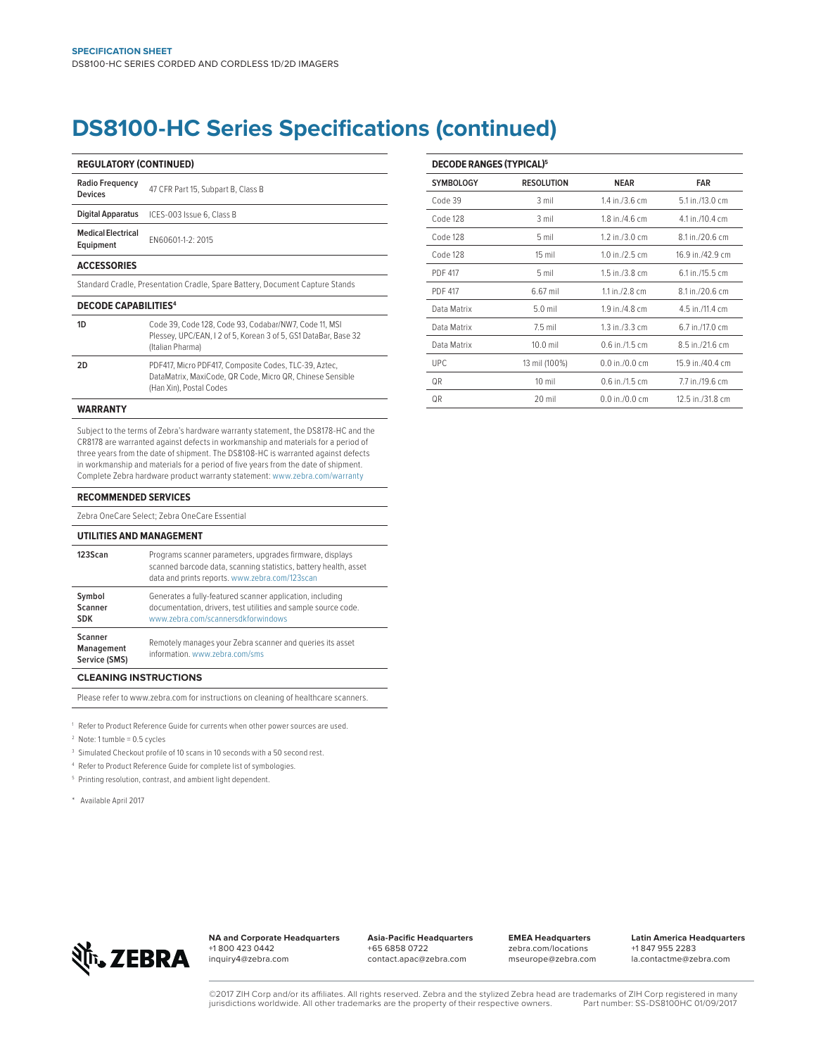# DS8100-HC Series Specifications (continued)

| REGULATORY (CONTINUED) | |
|---|---|
| **Radio Frequency Devices** | 47 CFR Part 15, Subpart B, Class B |
| **Digital Apparatus** | ICES-003 Issue 6, Class B |
| **Medical Electrical Equipment** | EN60601-1-2: 2015 |

**ACCESSORIES**

Standard Cradle, Presentation Cradle, Spare Battery, Document Capture Stands

| DECODE CAPABILITIES[4] | |
|---|---|
| **1D** | Code 39, Code 128, Code 93, Codabar/NW7, Code 11, MSI Plessey, UPC/EAN, I 2 of 5, Korean 3 of 5, GS1 DataBar, Base 32 (Italian Pharma) |
| **2D** | PDF417, Micro PDF417, Composite Codes, TLC-39, Aztec, DataMatrix, MaxiCode, QR Code, Micro QR, Chinese Sensible (Han Xin), Postal Codes |

**WARRANTY**

Subject to the terms of Zebra's hardware warranty statement, the DS8178-HC and the CR8178 are warranted against defects in workmanship and materials for a period of three years from the date of shipment. The DS8108-HC is warranted against defects in workmanship and materials for a period of five years from the date of shipment. Complete Zebra hardware product warranty statement: www.zebra.com/warranty

**RECOMMENDED SERVICES**

Zebra OneCare Select; Zebra OneCare Essential

| UTILITIES AND MANAGEMENT | |
|---|---|
| **123Scan** | Programs scanner parameters, upgrades firmware, displays scanned barcode data, scanning statistics, battery health, asset data and prints reports. www.zebra.com/123scan |
| **Symbol Scanner SDK** | Generates a fully-featured scanner application, including documentation, drivers, test utilities and sample source code. www.zebra.com/scannersdkforwindows |
| **Scanner Management Service (SMS)** | Remotely manages your Zebra scanner and queries its asset information. www.zebra.com/sms |

**CLEANING INSTRUCTIONS**

Please refer to www.zebra.com for instructions on cleaning of healthcare scanners.

**DECODE RANGES (TYPICAL)[5]**

| SYMBOLOGY | RESOLUTION | NEAR | FAR |
|---|---|---|---|
| Code 39 | 3 mil | 1.4 in./3.6 cm | 5.1 in./13.0 cm |
| Code 128 | 3 mil | 1.8 in./4.6 cm | 4.1 in./10.4 cm |
| Code 128 | 5 mil | 1.2 in./3.0 cm | 8.1 in./20.6 cm |
| Code 128 | 15 mil | 1.0 in./2.5 cm | 16.9 in./42.9 cm |
| PDF 417 | 5 mil | 1.5 in./3.8 cm | 6.1 in./15.5 cm |
| PDF 417 | 6.67 mil | 1.1 in./2.8 cm | 8.1 in./20.6 cm |
| Data Matrix | 5.0 mil | 1.9 in./4.8 cm | 4.5 in./11.4 cm |
| Data Matrix | 7.5 mil | 1.3 in./3.3 cm | 6.7 in./17.0 cm |
| Data Matrix | 10.0 mil | 0.6 in./1.5 cm | 8.5 in./21.6 cm |
| UPC | 13 mil (100%) | 0.0 in./0.0 cm | 15.9 in./40.4 cm |
| QR | 10 mil | 0.6 in./1.5 cm | 7.7 in./19.6 cm |
| QR | 20 mil | 0.0 in./0.0 cm | 12.5 in./31.8 cm |

[1] Refer to Product Reference Guide for currents when other power sources are used.

[2] Note: 1 tumble = 0.5 cycles

[3] Simulated Checkout profile of 10 scans in 10 seconds with a 50 second rest.

[4] Refer to Product Reference Guide for complete list of symbologies.

[5] Printing resolution, contrast, and ambient light dependent.

* Available April 2017

**NA and Corporate Headquarters**
+1 800 423 0442
inquiry4@zebra.com

**Asia-Pacific Headquarters**
+65 6858 0722
contact.apac@zebra.com

**EMEA Headquarters**
zebra.com/locations
mseurope@zebra.com

**Latin America Headquarters**
+1 847 955 2283
la.contactme@zebra.com

©2017 ZIH Corp and/or its affiliates. All rights reserved. Zebra and the stylized Zebra head are trademarks of ZIH Corp registered in many jurisdictions worldwide. All other trademarks are the property of their respective owners. Part number: SS-DS8100HC 01/09/2017